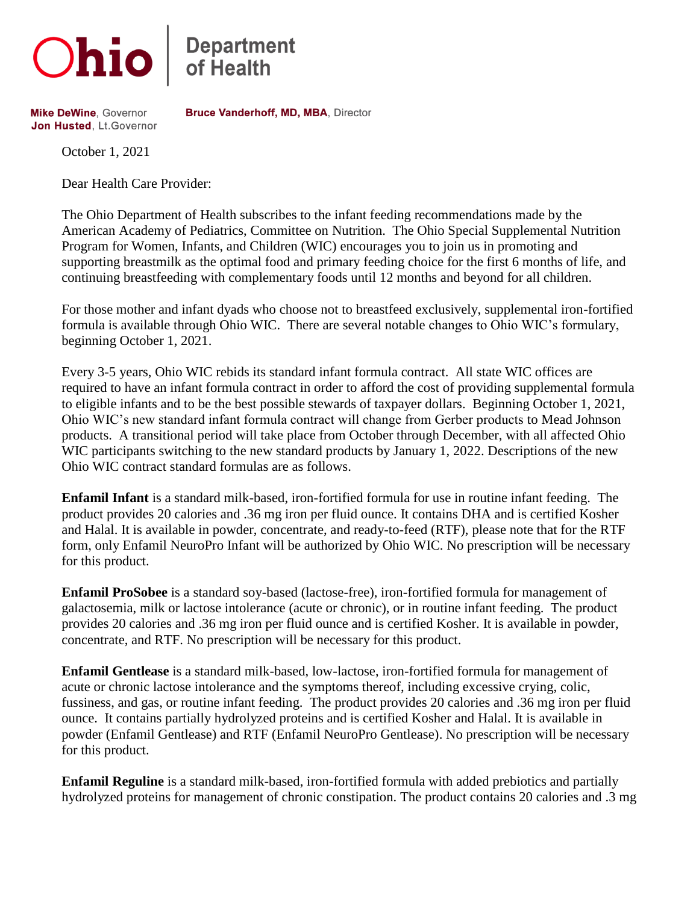**Ohio | Department of Health**

**Mike DeWine**, Governor
**Jon Husted**, Lt.Governor

**Bruce Vanderhoff, MD, MBA**, Director

October 1, 2021

Dear Health Care Provider:

The Ohio Department of Health subscribes to the infant feeding recommendations made by the American Academy of Pediatrics, Committee on Nutrition. The Ohio Special Supplemental Nutrition Program for Women, Infants, and Children (WIC) encourages you to join us in promoting and supporting breastmilk as the optimal food and primary feeding choice for the first 6 months of life, and continuing breastfeeding with complementary foods until 12 months and beyond for all children.

For those mother and infant dyads who choose not to breastfeed exclusively, supplemental iron-fortified formula is available through Ohio WIC. There are several notable changes to Ohio WIC's formulary, beginning October 1, 2021.

Every 3-5 years, Ohio WIC rebids its standard infant formula contract. All state WIC offices are required to have an infant formula contract in order to afford the cost of providing supplemental formula to eligible infants and to be the best possible stewards of taxpayer dollars. Beginning October 1, 2021, Ohio WIC's new standard infant formula contract will change from Gerber products to Mead Johnson products. A transitional period will take place from October through December, with all affected Ohio WIC participants switching to the new standard products by January 1, 2022. Descriptions of the new Ohio WIC contract standard formulas are as follows.

**Enfamil Infant** is a standard milk-based, iron-fortified formula for use in routine infant feeding. The product provides 20 calories and .36 mg iron per fluid ounce. It contains DHA and is certified Kosher and Halal. It is available in powder, concentrate, and ready-to-feed (RTF), please note that for the RTF form, only Enfamil NeuroPro Infant will be authorized by Ohio WIC. No prescription will be necessary for this product.

**Enfamil ProSobee** is a standard soy-based (lactose-free), iron-fortified formula for management of galactosemia, milk or lactose intolerance (acute or chronic), or in routine infant feeding. The product provides 20 calories and .36 mg iron per fluid ounce and is certified Kosher. It is available in powder, concentrate, and RTF. No prescription will be necessary for this product.

**Enfamil Gentlease** is a standard milk-based, low-lactose, iron-fortified formula for management of acute or chronic lactose intolerance and the symptoms thereof, including excessive crying, colic, fussiness, and gas, or routine infant feeding. The product provides 20 calories and .36 mg iron per fluid ounce. It contains partially hydrolyzed proteins and is certified Kosher and Halal. It is available in powder (Enfamil Gentlease) and RTF (Enfamil NeuroPro Gentlease). No prescription will be necessary for this product.

**Enfamil Reguline** is a standard milk-based, iron-fortified formula with added prebiotics and partially hydrolyzed proteins for management of chronic constipation. The product contains 20 calories and .3 mg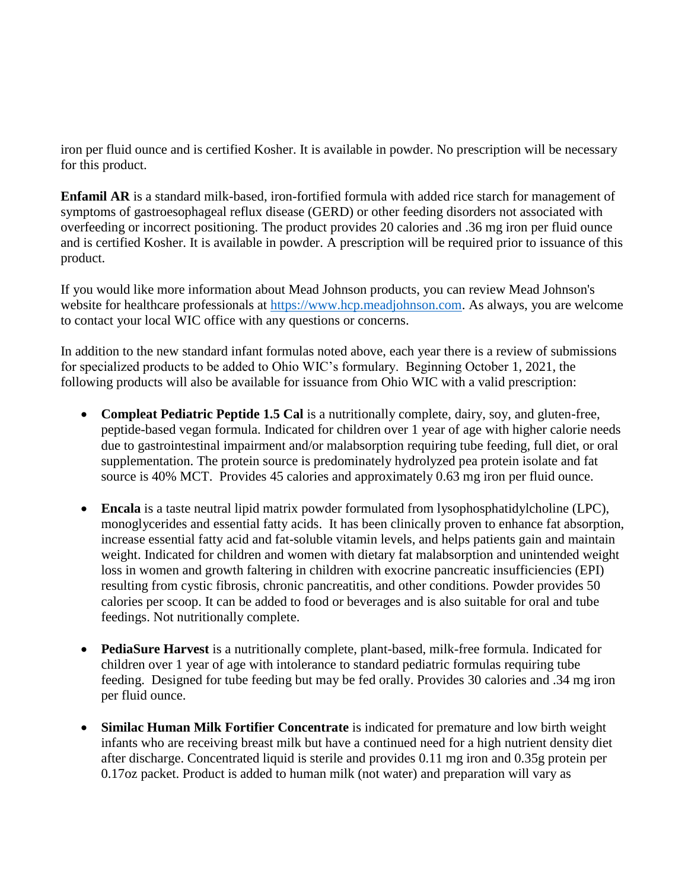iron per fluid ounce and is certified Kosher. It is available in powder. No prescription will be necessary for this product.

**Enfamil AR** is a standard milk-based, iron-fortified formula with added rice starch for management of symptoms of gastroesophageal reflux disease (GERD) or other feeding disorders not associated with overfeeding or incorrect positioning. The product provides 20 calories and .36 mg iron per fluid ounce and is certified Kosher. It is available in powder. A prescription will be required prior to issuance of this product.

If you would like more information about Mead Johnson products, you can review Mead Johnson's website for healthcare professionals at [https://www.hcp.meadjohnson.com](https://www.hcp.meadjohnson.com). As always, you are welcome to contact your local WIC office with any questions or concerns.

In addition to the new standard infant formulas noted above, each year there is a review of submissions for specialized products to be added to Ohio WIC's formulary. Beginning October 1, 2021, the following products will also be available for issuance from Ohio WIC with a valid prescription:

- **Compleat Pediatric Peptide 1.5 Cal** is a nutritionally complete, dairy, soy, and gluten-free, peptide-based vegan formula. Indicated for children over 1 year of age with higher calorie needs due to gastrointestinal impairment and/or malabsorption requiring tube feeding, full diet, or oral supplementation. The protein source is predominately hydrolyzed pea protein isolate and fat source is 40% MCT. Provides 45 calories and approximately 0.63 mg iron per fluid ounce.

- **Encala** is a taste neutral lipid matrix powder formulated from lysophosphatidylcholine (LPC), monoglycerides and essential fatty acids. It has been clinically proven to enhance fat absorption, increase essential fatty acid and fat-soluble vitamin levels, and helps patients gain and maintain weight. Indicated for children and women with dietary fat malabsorption and unintended weight loss in women and growth faltering in children with exocrine pancreatic insufficiencies (EPI) resulting from cystic fibrosis, chronic pancreatitis, and other conditions. Powder provides 50 calories per scoop. It can be added to food or beverages and is also suitable for oral and tube feedings. Not nutritionally complete.

- **PediaSure Harvest** is a nutritionally complete, plant-based, milk-free formula. Indicated for children over 1 year of age with intolerance to standard pediatric formulas requiring tube feeding. Designed for tube feeding but may be fed orally. Provides 30 calories and .34 mg iron per fluid ounce.

- **Similac Human Milk Fortifier Concentrate** is indicated for premature and low birth weight infants who are receiving breast milk but have a continued need for a high nutrient density diet after discharge. Concentrated liquid is sterile and provides 0.11 mg iron and 0.35g protein per 0.17oz packet. Product is added to human milk (not water) and preparation will vary as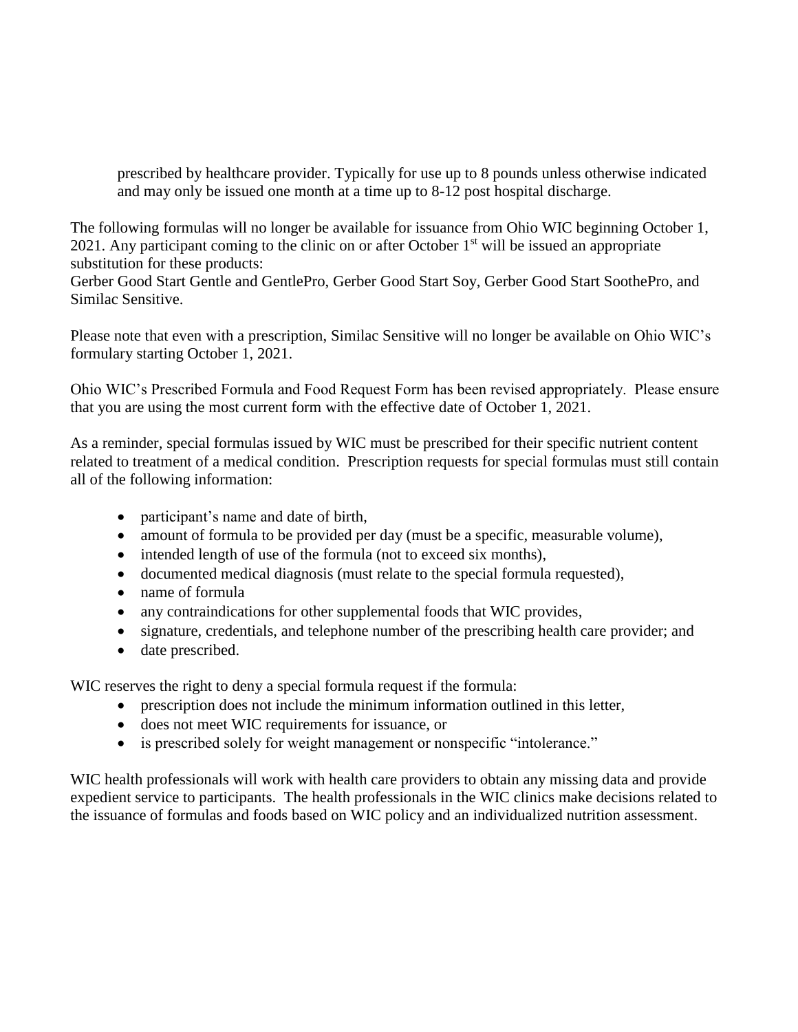prescribed by healthcare provider. Typically for use up to 8 pounds unless otherwise indicated and may only be issued one month at a time up to 8-12 post hospital discharge.

The following formulas will no longer be available for issuance from Ohio WIC beginning October 1, 2021. Any participant coming to the clinic on or after October 1st will be issued an appropriate substitution for these products:
Gerber Good Start Gentle and GentlePro, Gerber Good Start Soy, Gerber Good Start SoothePro, and Similac Sensitive.

Please note that even with a prescription, Similac Sensitive will no longer be available on Ohio WIC's formulary starting October 1, 2021.

Ohio WIC's Prescribed Formula and Food Request Form has been revised appropriately. Please ensure that you are using the most current form with the effective date of October 1, 2021.

As a reminder, special formulas issued by WIC must be prescribed for their specific nutrient content related to treatment of a medical condition. Prescription requests for special formulas must still contain all of the following information:

- participant's name and date of birth,
- amount of formula to be provided per day (must be a specific, measurable volume),
- intended length of use of the formula (not to exceed six months),
- documented medical diagnosis (must relate to the special formula requested),
- name of formula
- any contraindications for other supplemental foods that WIC provides,
- signature, credentials, and telephone number of the prescribing health care provider; and
- date prescribed.

WIC reserves the right to deny a special formula request if the formula:

- prescription does not include the minimum information outlined in this letter,
- does not meet WIC requirements for issuance, or
- is prescribed solely for weight management or nonspecific "intolerance."

WIC health professionals will work with health care providers to obtain any missing data and provide expedient service to participants. The health professionals in the WIC clinics make decisions related to the issuance of formulas and foods based on WIC policy and an individualized nutrition assessment.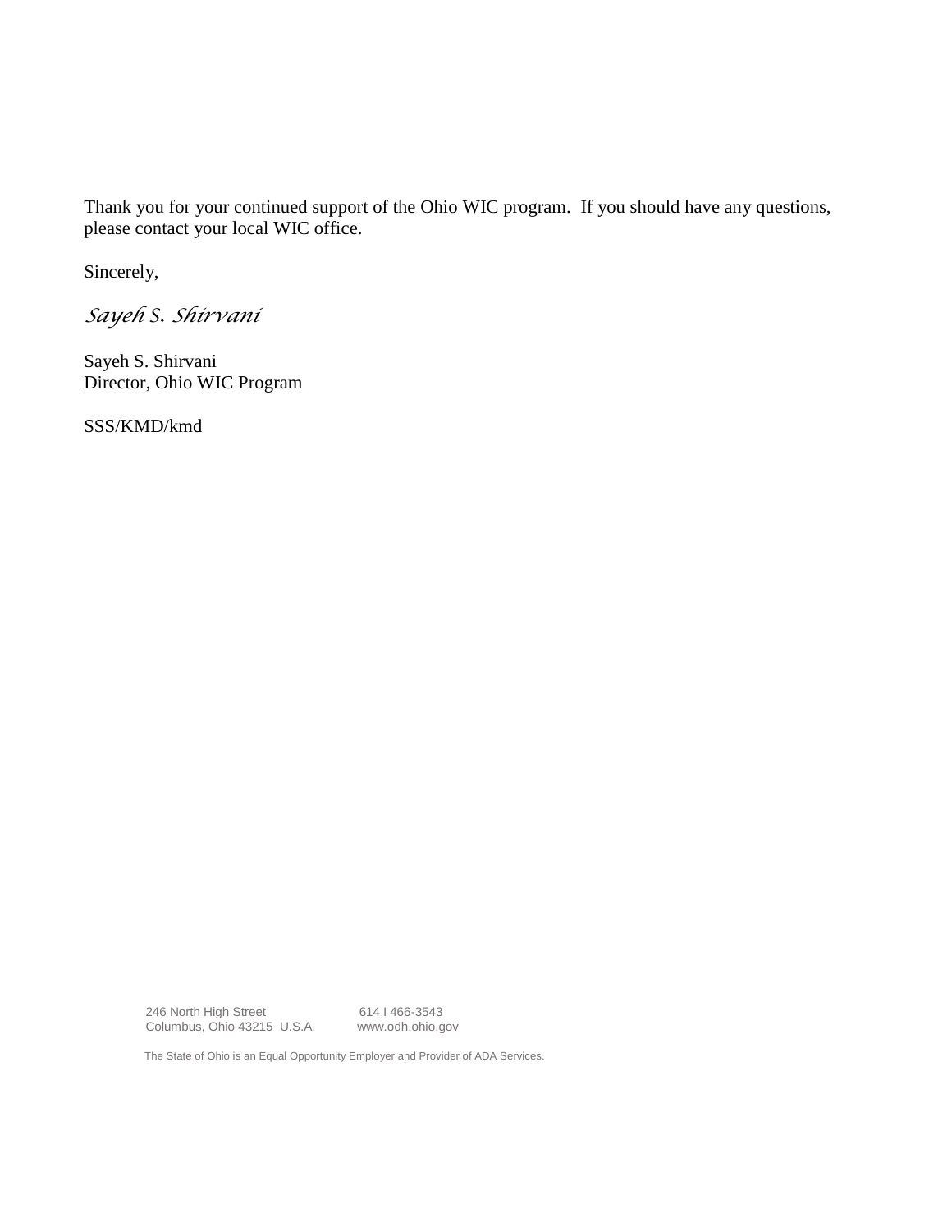Thank you for your continued support of the Ohio WIC program. If you should have any questions, please contact your local WIC office.

Sincerely,

*Sayeh S. Shirvani*

Sayeh S. Shirvani
Director, Ohio WIC Program

SSS/KMD/kmd

246 North High Street
Columbus, Ohio 43215 U.S.A.

614 I 466-3543
www.odh.ohio.gov

The State of Ohio is an Equal Opportunity Employer and Provider of ADA Services.